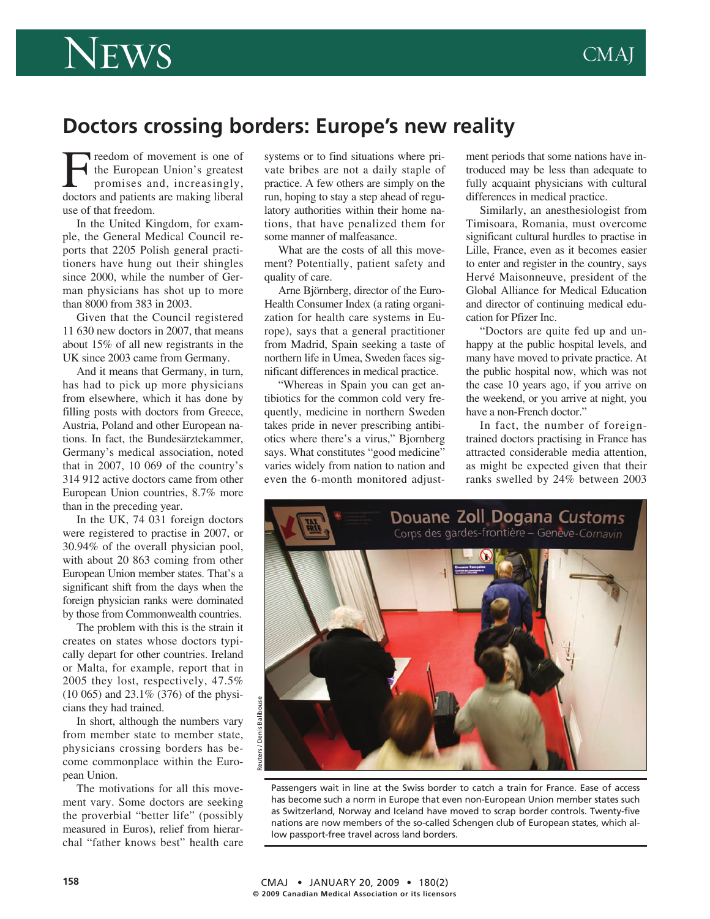# Doctors crossing borders: Europe's new reality

Freedom of movement is one of the European Union's greatest promises and, increasingly, doctors and patients are making liberal use of that freedom.

In the United Kingdom, for example, the General Medical Council reports that 2205 Polish general practitioners have hung out their shingles since 2000, while the number of German physicians has shot up to more than 8000 from 383 in 2003.

Given that the Council registered 11 630 new doctors in 2007, that means about 15% of all new registrants in the UK since 2003 came from Germany.

And it means that Germany, in turn, has had to pick up more physicians from elsewhere, which it has done by filling posts with doctors from Greece, Austria, Poland and other European nations. In fact, the Bundesärztekammer, Germany's medical association, noted that in 2007, 10 069 of the country's 314 912 active doctors came from other European Union countries, 8.7% more than in the preceding year.

In the UK, 74 031 foreign doctors were registered to practise in 2007, or 30.94% of the overall physician pool, with about 20 863 coming from other European Union member states. That's a significant shift from the days when the foreign physician ranks were dominated by those from Commonwealth countries.

The problem with this is the strain it creates on states whose doctors typically depart for other countries. Ireland or Malta, for example, report that in 2005 they lost, respectively, 47.5% (10 065) and 23.1% (376) of the physicians they had trained.

In short, although the numbers vary from member state to member state, physicians crossing borders has become commonplace within the European Union.

The motivations for all this movement vary. Some doctors are seeking the proverbial "better life" (possibly measured in Euros), relief from hierarchal "father knows best" health care systems or to find situations where private bribes are not a daily staple of practice. A few others are simply on the run, hoping to stay a step ahead of regulatory authorities within their home nations, that have penalized them for some manner of malfeasance.

What are the costs of all this movement? Potentially, patient safety and quality of care.

Arne Björnberg, director of the Euro-Health Consumer Index (a rating organization for health care systems in Europe), says that a general practitioner from Madrid, Spain seeking a taste of northern life in Umea, Sweden faces significant differences in medical practice.

"Whereas in Spain you can get antibiotics for the common cold very frequently, medicine in northern Sweden takes pride in never prescribing antibiotics where there's a virus," Bjornberg says. What constitutes "good medicine" varies widely from nation to nation and even the 6-month monitored adjustment periods that some nations have introduced may be less than adequate to fully acquaint physicians with cultural differences in medical practice.

Similarly, an anesthesiologist from Timisoara, Romania, must overcome significant cultural hurdles to practise in Lille, France, even as it becomes easier to enter and register in the country, says Hervé Maisonneuve, president of the Global Alliance for Medical Education and director of continuing medical education for Pfizer Inc.

"Doctors are quite fed up and unhappy at the public hospital levels, and many have moved to private practice. At the public hospital now, which was not the case 10 years ago, if you arrive on the weekend, or you arrive at night, you have a non-French doctor."

In fact, the number of foreign-trained doctors practising in France has attracted considerable media attention, as might be expected given that their ranks swelled by 24% between 2003

Reuters / Denis Balibouse

Passengers wait in line at the Swiss border to catch a train for France. Ease of access has become such a norm in Europe that even non-European Union member states such as Switzerland, Norway and Iceland have moved to scrap border controls. Twenty-five nations are now members of the so-called Schengen club of European states, which allow passport-free travel across land borders.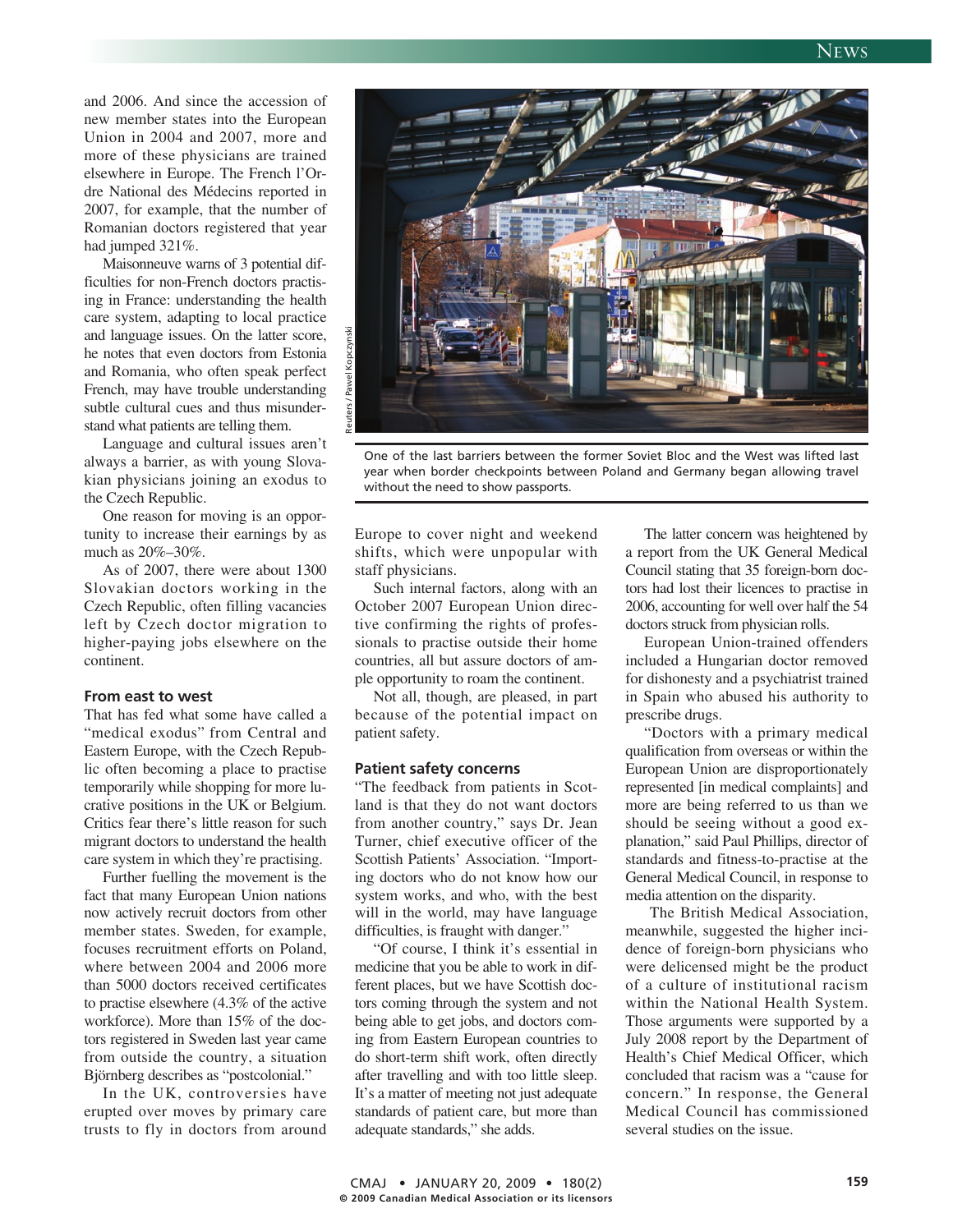and 2006. And since the accession of new member states into the European Union in 2004 and 2007, more and more of these physicians are trained elsewhere in Europe. The French l'Ordre National des Médecins reported in 2007, for example, that the number of Romanian doctors registered that year had jumped 321%.

Maisonneuve warns of 3 potential difficulties for non-French doctors practising in France: understanding the health care system, adapting to local practice and language issues. On the latter score, he notes that even doctors from Estonia and Romania, who often speak perfect French, may have trouble understanding subtle cultural cues and thus misunderstand what patients are telling them.

Language and cultural issues aren't always a barrier, as with young Slovakian physicians joining an exodus to the Czech Republic.

One reason for moving is an opportunity to increase their earnings by as much as 20%–30%.

As of 2007, there were about 1300 Slovakian doctors working in the Czech Republic, often filling vacancies left by Czech doctor migration to higher-paying jobs elsewhere on the continent.

### From east to west

That has fed what some have called a "medical exodus" from Central and Eastern Europe, with the Czech Republic often becoming a place to practise temporarily while shopping for more lucrative positions in the UK or Belgium. Critics fear there's little reason for such migrant doctors to understand the health care system in which they're practising.

Further fuelling the movement is the fact that many European Union nations now actively recruit doctors from other member states. Sweden, for example, focuses recruitment efforts on Poland, where between 2004 and 2006 more than 5000 doctors received certificates to practise elsewhere (4.3% of the active workforce). More than 15% of the doctors registered in Sweden last year came from outside the country, a situation Björnberg describes as "postcolonial."

In the UK, controversies have erupted over moves by primary care trusts to fly in doctors from around Europe to cover night and weekend shifts, which were unpopular with staff physicians.

Such internal factors, along with an October 2007 European Union directive confirming the rights of professionals to practise outside their home countries, all but assure doctors of ample opportunity to roam the continent.

Not all, though, are pleased, in part because of the potential impact on patient safety.

One of the last barriers between the former Soviet Bloc and the West was lifted last year when border checkpoints between Poland and Germany began allowing travel without the need to show passports.

### Patient safety concerns

"The feedback from patients in Scotland is that they do not want doctors from another country," says Dr. Jean Turner, chief executive officer of the Scottish Patients' Association. "Importing doctors who do not know how our system works, and who, with the best will in the world, may have language difficulties, is fraught with danger."

"Of course, I think it's essential in medicine that you be able to work in different places, but we have Scottish doctors coming through the system and not being able to get jobs, and doctors coming from Eastern European countries to do short-term shift work, often directly after travelling and with too little sleep. It's a matter of meeting not just adequate standards of patient care, but more than adequate standards," she adds.

The latter concern was heightened by a report from the UK General Medical Council stating that 35 foreign-born doctors had lost their licences to practise in 2006, accounting for well over half the 54 doctors struck from physician rolls.

European Union-trained offenders included a Hungarian doctor removed for dishonesty and a psychiatrist trained in Spain who abused his authority to prescribe drugs.

"Doctors with a primary medical qualification from overseas or within the European Union are disproportionately represented [in medical complaints] and more are being referred to us than we should be seeing without a good explanation," said Paul Phillips, director of standards and fitness-to-practise at the General Medical Council, in response to media attention on the disparity.

The British Medical Association, meanwhile, suggested the higher incidence of foreign-born physicians who were delicensed might be the product of a culture of institutional racism within the National Health System. Those arguments were supported by a July 2008 report by the Department of Health's Chief Medical Officer, which concluded that racism was a "cause for concern." In response, the General Medical Council has commissioned several studies on the issue.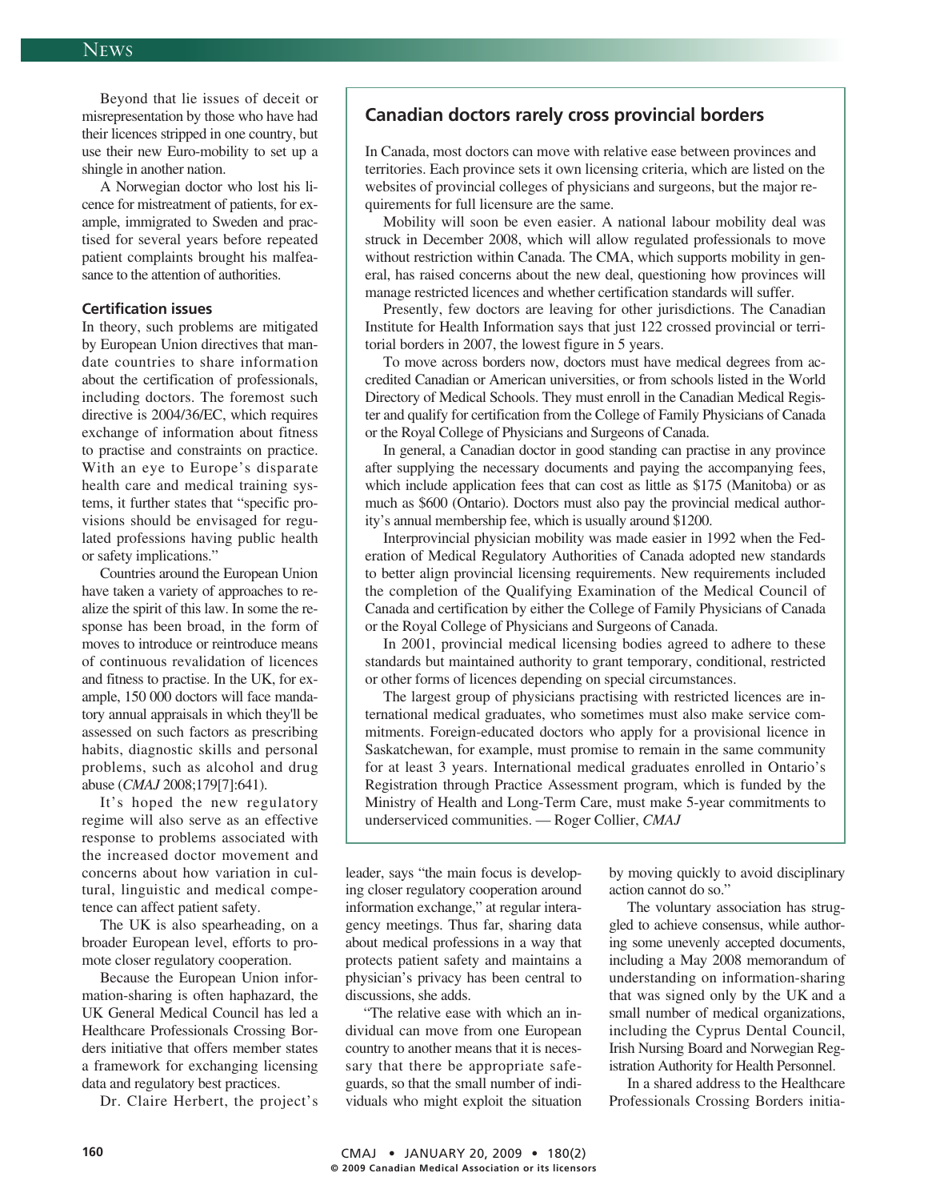Beyond that lie issues of deceit or misrepresentation by those who have had their licences stripped in one country, but use their new Euro-mobility to set up a shingle in another nation.

A Norwegian doctor who lost his licence for mistreatment of patients, for example, immigrated to Sweden and practised for several years before repeated patient complaints brought his malfeasance to the attention of authorities.

### Certification issues

In theory, such problems are mitigated by European Union directives that mandate countries to share information about the certification of professionals, including doctors. The foremost such directive is 2004/36/EC, which requires exchange of information about fitness to practise and constraints on practice. With an eye to Europe's disparate health care and medical training systems, it further states that "specific provisions should be envisaged for regulated professions having public health or safety implications."

Countries around the European Union have taken a variety of approaches to realize the spirit of this law. In some the response has been broad, in the form of moves to introduce or reintroduce means of continuous revalidation of licences and fitness to practise. In the UK, for example, 150 000 doctors will face mandatory annual appraisals in which they'll be assessed on such factors as prescribing habits, diagnostic skills and personal problems, such as alcohol and drug abuse (*CMAJ* 2008;179[7]:641).

It's hoped the new regulatory regime will also serve as an effective response to problems associated with the increased doctor movement and concerns about how variation in cultural, linguistic and medical competence can affect patient safety.

The UK is also spearheading, on a broader European level, efforts to promote closer regulatory cooperation.

Because the European Union information-sharing is often haphazard, the UK General Medical Council has led a Healthcare Professionals Crossing Borders initiative that offers member states a framework for exchanging licensing data and regulatory best practices.

Dr. Claire Herbert, the project's leader, says "the main focus is developing closer regulatory cooperation around information exchange," at regular interagency meetings. Thus far, sharing data about medical professions in a way that protects patient safety and maintains a physician's privacy has been central to discussions, she adds.

"The relative ease with which an individual can move from one European country to another means that it is necessary that there be appropriate safeguards, so that the small number of individuals who might exploit the situation by moving quickly to avoid disciplinary action cannot do so."

The voluntary association has struggled to achieve consensus, while authoring some unevenly accepted documents, including a May 2008 memorandum of understanding on information-sharing that was signed only by the UK and a small number of medical organizations, including the Cyprus Dental Council, Irish Nursing Board and Norwegian Registration Authority for Health Personnel.

In a shared address to the Healthcare Professionals Crossing Borders initia-

## Canadian doctors rarely cross provincial borders

In Canada, most doctors can move with relative ease between provinces and territories. Each province sets it own licensing criteria, which are listed on the websites of provincial colleges of physicians and surgeons, but the major requirements for full licensure are the same.

Mobility will soon be even easier. A national labour mobility deal was struck in December 2008, which will allow regulated professionals to move without restriction within Canada. The CMA, which supports mobility in general, has raised concerns about the new deal, questioning how provinces will manage restricted licences and whether certification standards will suffer.

Presently, few doctors are leaving for other jurisdictions. The Canadian Institute for Health Information says that just 122 crossed provincial or territorial borders in 2007, the lowest figure in 5 years.

To move across borders now, doctors must have medical degrees from accredited Canadian or American universities, or from schools listed in the World Directory of Medical Schools. They must enroll in the Canadian Medical Register and qualify for certification from the College of Family Physicians of Canada or the Royal College of Physicians and Surgeons of Canada.

In general, a Canadian doctor in good standing can practise in any province after supplying the necessary documents and paying the accompanying fees, which include application fees that can cost as little as $175 (Manitoba) or as much as $600 (Ontario). Doctors must also pay the provincial medical authority's annual membership fee, which is usually around $1200.

Interprovincial physician mobility was made easier in 1992 when the Federation of Medical Regulatory Authorities of Canada adopted new standards to better align provincial licensing requirements. New requirements included the completion of the Qualifying Examination of the Medical Council of Canada and certification by either the College of Family Physicians of Canada or the Royal College of Physicians and Surgeons of Canada.

In 2001, provincial medical licensing bodies agreed to adhere to these standards but maintained authority to grant temporary, conditional, restricted or other forms of licences depending on special circumstances.

The largest group of physicians practising with restricted licences are international medical graduates, who sometimes must also make service commitments. Foreign-educated doctors who apply for a provisional licence in Saskatchewan, for example, must promise to remain in the same community for at least 3 years. International medical graduates enrolled in Ontario's Registration through Practice Assessment program, which is funded by the Ministry of Health and Long-Term Care, must make 5-year commitments to underserviced communities. — Roger Collier, *CMAJ*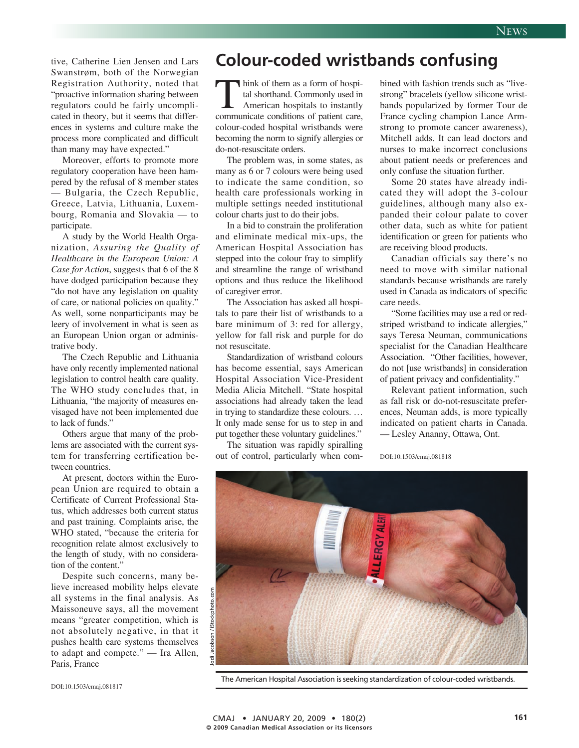tive, Catherine Lien Jensen and Lars Swanstrøm, both of the Norwegian Registration Authority, noted that "proactive information sharing between regulators could be fairly uncomplicated in theory, but it seems that differences in systems and culture make the process more complicated and difficult than many may have expected."

Moreover, efforts to promote more regulatory cooperation have been hampered by the refusal of 8 member states — Bulgaria, the Czech Republic, Greece, Latvia, Lithuania, Luxembourg, Romania and Slovakia — to participate.

A study by the World Health Organization, *Assuring the Quality of Healthcare in the European Union: A Case for Action*, suggests that 6 of the 8 have dodged participation because they "do not have any legislation on quality of care, or national policies on quality." As well, some nonparticipants may be leery of involvement in what is seen as an European Union organ or administrative body.

The Czech Republic and Lithuania have only recently implemented national legislation to control health care quality. The WHO study concludes that, in Lithuania, "the majority of measures envisaged have not been implemented due to lack of funds."

Others argue that many of the problems are associated with the current system for transferring certification between countries.

At present, doctors within the European Union are required to obtain a Certificate of Current Professional Status, which addresses both current status and past training. Complaints arise, the WHO stated, "because the criteria for recognition relate almost exclusively to the length of study, with no consideration of the content."

Despite such concerns, many believe increased mobility helps elevate all systems in the final analysis. As Maissoneuve says, all the movement means "greater competition, which is not absolutely negative, in that it pushes health care systems themselves to adapt and compete." — Ira Allen, Paris, France

DOI:10.1503/cmaj.081817

# Colour-coded wristbands confusing

Think of them as a form of hospital shorthand. Commonly used in American hospitals to instantly communicate conditions of patient care, colour-coded hospital wristbands were becoming the norm to signify allergies or do-not-resuscitate orders.

The problem was, in some states, as many as 6 or 7 colours were being used to indicate the same condition, so health care professionals working in multiple settings needed institutional colour charts just to do their jobs.

In a bid to constrain the proliferation and eliminate medical mix-ups, the American Hospital Association has stepped into the colour fray to simplify and streamline the range of wristband options and thus reduce the likelihood of caregiver error.

The Association has asked all hospitals to pare their list of wristbands to a bare minimum of 3: red for allergy, yellow for fall risk and purple for do not resuscitate.

Standardization of wristband colours has become essential, says American Hospital Association Vice-President Media Alicia Mitchell. "State hospital associations had already taken the lead in trying to standardize these colours. … It only made sense for us to step in and put together these voluntary guidelines."

The situation was rapidly spiralling out of control, particularly when combined with fashion trends such as "livestrong" bracelets (yellow silicone wristbands popularized by former Tour de France cycling champion Lance Armstrong to promote cancer awareness), Mitchell adds. It can lead doctors and nurses to make incorrect conclusions about patient needs or preferences and only confuse the situation further.

Some 20 states have already indicated they will adopt the 3-colour guidelines, although many also expanded their colour palate to cover other data, such as white for patient identification or green for patients who are receiving blood products.

Canadian officials say there's no need to move with similar national standards because wristbands are rarely used in Canada as indicators of specific care needs.

"Some facilities may use a red or red-striped wristband to indicate allergies," says Teresa Neuman, communications specialist for the Canadian Healthcare Association. "Other facilities, however, do not [use wristbands] in consideration of patient privacy and confidentiality."

Relevant patient information, such as fall risk or do-not-resuscitate preferences, Neuman adds, is more typically indicated on patient charts in Canada. — Lesley Ananny, Ottawa, Ont.

DOI:10.1503/cmaj.081818

Jodi Jacobson / iStockphoto.com

The American Hospital Association is seeking standardization of colour-coded wristbands.